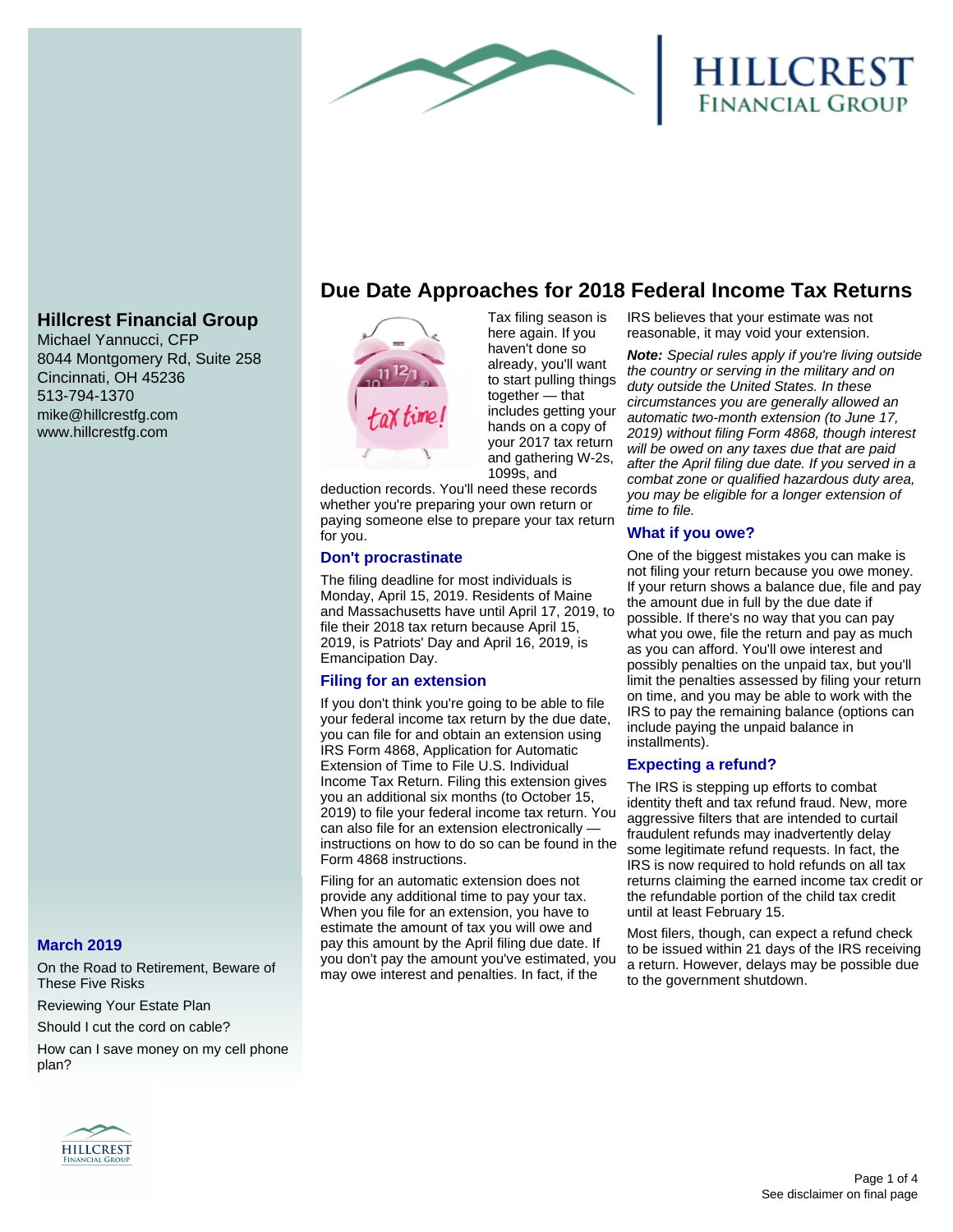# HILLCREST FINANCIAL GROUP

## Hillcrest Financial Group

Michael Yannucci, CFP
8044 Montgomery Rd, Suite 258
Cincinnati, OH 45236
513-794-1370
mike@hillcrestfg.com
www.hillcrestfg.com

### March 2019

On the Road to Retirement, Beware of These Five Risks

Reviewing Your Estate Plan

Should I cut the cord on cable?

How can I save money on my cell phone plan?

# Due Date Approaches for 2018 Federal Income Tax Returns

Tax filing season is here again. If you haven't done so already, you'll want to start pulling things together — that includes getting your hands on a copy of your 2017 tax return and gathering W-2s, 1099s, and deduction records. You'll need these records whether you're preparing your own return or paying someone else to prepare your tax return for you.

### Don't procrastinate

The filing deadline for most individuals is Monday, April 15, 2019. Residents of Maine and Massachusetts have until April 17, 2019, to file their 2018 tax return because April 15, 2019, is Patriots' Day and April 16, 2019, is Emancipation Day.

### Filing for an extension

If you don't think you're going to be able to file your federal income tax return by the due date, you can file for and obtain an extension using IRS Form 4868, Application for Automatic Extension of Time to File U.S. Individual Income Tax Return. Filing this extension gives you an additional six months (to October 15, 2019) to file your federal income tax return. You can also file for an extension electronically — instructions on how to do so can be found in the Form 4868 instructions.

Filing for an automatic extension does not provide any additional time to pay your tax. When you file for an extension, you have to estimate the amount of tax you will owe and pay this amount by the April filing due date. If you don't pay the amount you've estimated, you may owe interest and penalties. In fact, if the IRS believes that your estimate was not reasonable, it may void your extension.

***Note:*** *Special rules apply if you're living outside the country or serving in the military and on duty outside the United States. In these circumstances you are generally allowed an automatic two-month extension (to June 17, 2019) without filing Form 4868, though interest will be owed on any taxes due that are paid after the April filing due date. If you served in a combat zone or qualified hazardous duty area, you may be eligible for a longer extension of time to file.*

### What if you owe?

One of the biggest mistakes you can make is not filing your return because you owe money. If your return shows a balance due, file and pay the amount due in full by the due date if possible. If there's no way that you can pay what you owe, file the return and pay as much as you can afford. You'll owe interest and possibly penalties on the unpaid tax, but you'll limit the penalties assessed by filing your return on time, and you may be able to work with the IRS to pay the remaining balance (options can include paying the unpaid balance in installments).

### Expecting a refund?

The IRS is stepping up efforts to combat identity theft and tax refund fraud. New, more aggressive filters that are intended to curtail fraudulent refunds may inadvertently delay some legitimate refund requests. In fact, the IRS is now required to hold refunds on all tax returns claiming the earned income tax credit or the refundable portion of the child tax credit until at least February 15.

Most filers, though, can expect a refund check to be issued within 21 days of the IRS receiving a return. However, delays may be possible due to the government shutdown.

See disclaimer on final page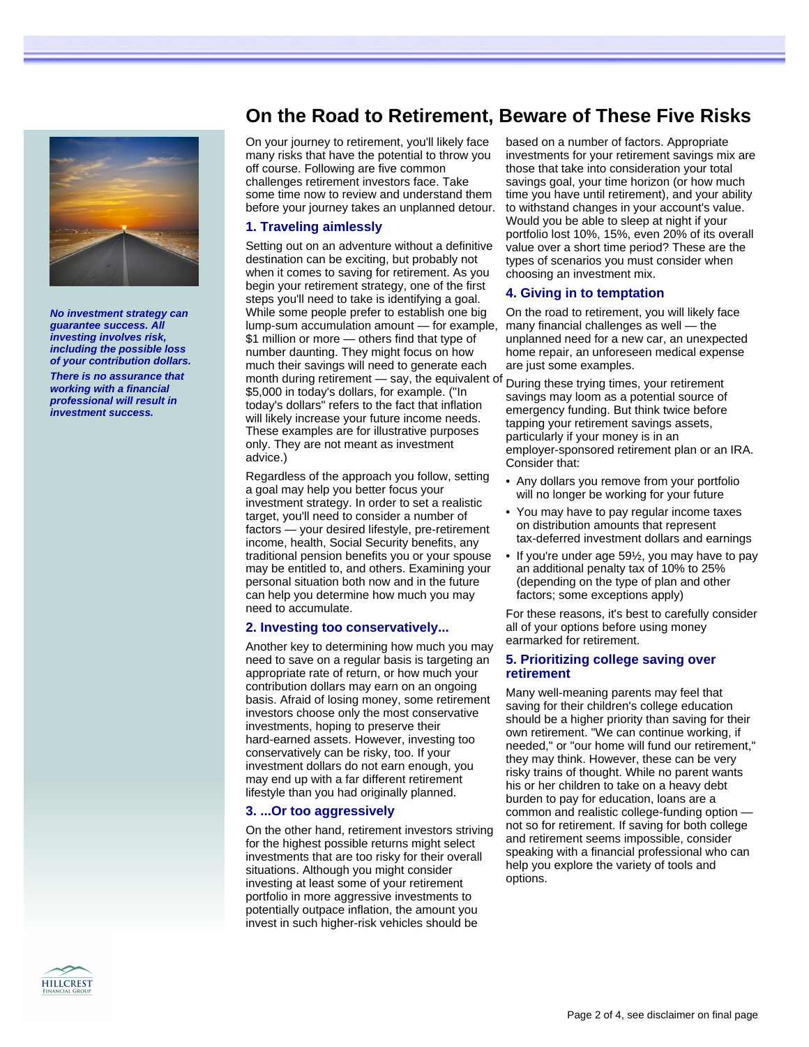# On the Road to Retirement, Beware of These Five Risks

*No investment strategy can guarantee success. All investing involves risk, including the possible loss of your contribution dollars.*

*There is no assurance that working with a financial professional will result in investment success.*

On your journey to retirement, you'll likely face many risks that have the potential to throw you off course. Following are five common challenges retirement investors face. Take some time now to review and understand them before your journey takes an unplanned detour.

## 1. Traveling aimlessly

Setting out on an adventure without a definitive destination can be exciting, but probably not when it comes to saving for retirement. As you begin your retirement strategy, one of the first steps you'll need to take is identifying a goal. While some people prefer to establish one big lump-sum accumulation amount — for example, $1 million or more — others find that type of number daunting. They might focus on how much their savings will need to generate each month during retirement — say, the equivalent of $5,000 in today's dollars, for example. ("In today's dollars" refers to the fact that inflation will likely increase your future income needs. These examples are for illustrative purposes only. They are not meant as investment advice.)

Regardless of the approach you follow, setting a goal may help you better focus your investment strategy. In order to set a realistic target, you'll need to consider a number of factors — your desired lifestyle, pre-retirement income, health, Social Security benefits, any traditional pension benefits you or your spouse may be entitled to, and others. Examining your personal situation both now and in the future can help you determine how much you may need to accumulate.

## 2. Investing too conservatively...

Another key to determining how much you may need to save on a regular basis is targeting an appropriate rate of return, or how much your contribution dollars may earn on an ongoing basis. Afraid of losing money, some retirement investors choose only the most conservative investments, hoping to preserve their hard-earned assets. However, investing too conservatively can be risky, too. If your investment dollars do not earn enough, you may end up with a far different retirement lifestyle than you had originally planned.

## 3. ...Or too aggressively

On the other hand, retirement investors striving for the highest possible returns might select investments that are too risky for their overall situations. Although you might consider investing at least some of your retirement portfolio in more aggressive investments to potentially outpace inflation, the amount you invest in such higher-risk vehicles should be based on a number of factors. Appropriate investments for your retirement savings mix are those that take into consideration your total savings goal, your time horizon (or how much time you have until retirement), and your ability to withstand changes in your account's value. Would you be able to sleep at night if your portfolio lost 10%, 15%, even 20% of its overall value over a short time period? These are the types of scenarios you must consider when choosing an investment mix.

## 4. Giving in to temptation

On the road to retirement, you will likely face many financial challenges as well — the unplanned need for a new car, an unexpected home repair, an unforeseen medical expense are just some examples.

During these trying times, your retirement savings may loom as a potential source of emergency funding. But think twice before tapping your retirement savings assets, particularly if your money is in an employer-sponsored retirement plan or an IRA. Consider that:

- Any dollars you remove from your portfolio will no longer be working for your future
- You may have to pay regular income taxes on distribution amounts that represent tax-deferred investment dollars and earnings
- If you're under age 59½, you may have to pay an additional penalty tax of 10% to 25% (depending on the type of plan and other factors; some exceptions apply)

For these reasons, it's best to carefully consider all of your options before using money earmarked for retirement.

## 5. Prioritizing college saving over retirement

Many well-meaning parents may feel that saving for their children's college education should be a higher priority than saving for their own retirement. "We can continue working, if needed," or "our home will fund our retirement," they may think. However, these can be very risky trains of thought. While no parent wants his or her children to take on a heavy debt burden to pay for education, loans are a common and realistic college-funding option — not so for retirement. If saving for both college and retirement seems impossible, consider speaking with a financial professional who can help you explore the variety of tools and options.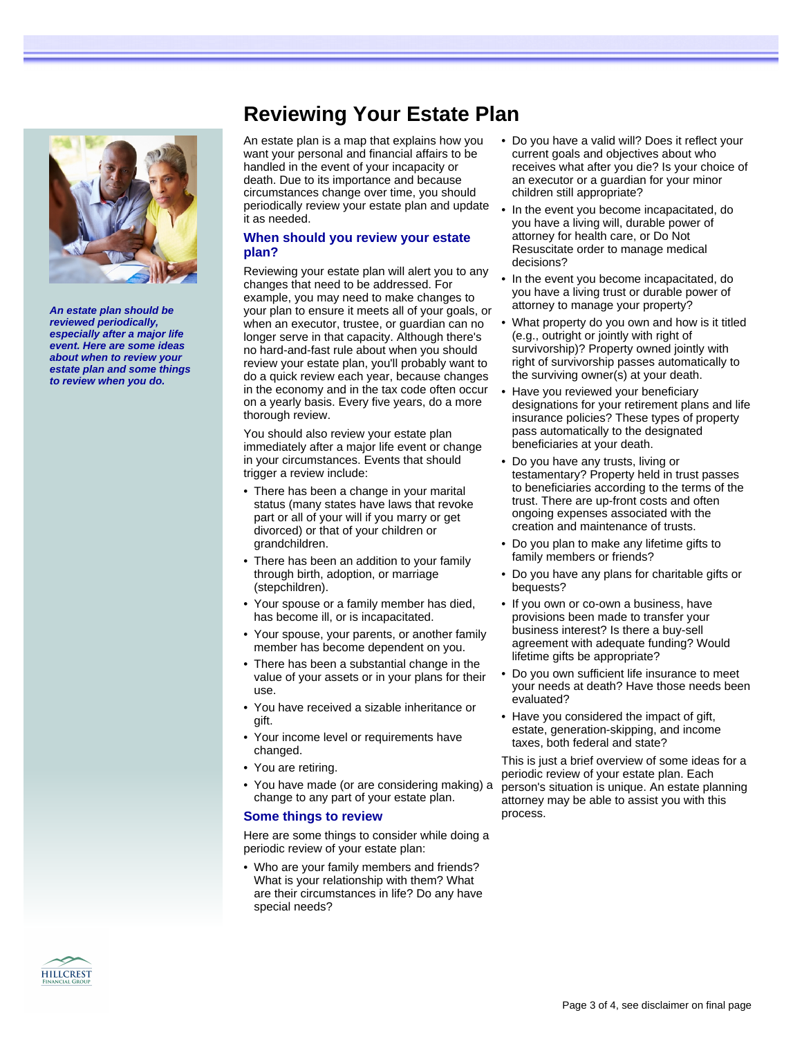# Reviewing Your Estate Plan

*An estate plan should be reviewed periodically, especially after a major life event. Here are some ideas about when to review your estate plan and some things to review when you do.*

An estate plan is a map that explains how you want your personal and financial affairs to be handled in the event of your incapacity or death. Due to its importance and because circumstances change over time, you should periodically review your estate plan and update it as needed.

## When should you review your estate plan?

Reviewing your estate plan will alert you to any changes that need to be addressed. For example, you may need to make changes to your plan to ensure it meets all of your goals, or when an executor, trustee, or guardian can no longer serve in that capacity. Although there's no hard-and-fast rule about when you should review your estate plan, you'll probably want to do a quick review each year, because changes in the economy and in the tax code often occur on a yearly basis. Every five years, do a more thorough review.

You should also review your estate plan immediately after a major life event or change in your circumstances. Events that should trigger a review include:

- There has been a change in your marital status (many states have laws that revoke part or all of your will if you marry or get divorced) or that of your children or grandchildren.
- There has been an addition to your family through birth, adoption, or marriage (stepchildren).
- Your spouse or a family member has died, has become ill, or is incapacitated.
- Your spouse, your parents, or another family member has become dependent on you.
- There has been a substantial change in the value of your assets or in your plans for their use.
- You have received a sizable inheritance or gift.
- Your income level or requirements have changed.
- You are retiring.
- You have made (or are considering making) a change to any part of your estate plan.

## Some things to review

Here are some things to consider while doing a periodic review of your estate plan:

- Who are your family members and friends? What is your relationship with them? What are their circumstances in life? Do any have special needs?
- Do you have a valid will? Does it reflect your current goals and objectives about who receives what after you die? Is your choice of an executor or a guardian for your minor children still appropriate?
- In the event you become incapacitated, do you have a living will, durable power of attorney for health care, or Do Not Resuscitate order to manage medical decisions?
- In the event you become incapacitated, do you have a living trust or durable power of attorney to manage your property?
- What property do you own and how is it titled (e.g., outright or jointly with right of survivorship)? Property owned jointly with right of survivorship passes automatically to the surviving owner(s) at your death.
- Have you reviewed your beneficiary designations for your retirement plans and life insurance policies? These types of property pass automatically to the designated beneficiaries at your death.
- Do you have any trusts, living or testamentary? Property held in trust passes to beneficiaries according to the terms of the trust. There are up-front costs and often ongoing expenses associated with the creation and maintenance of trusts.
- Do you plan to make any lifetime gifts to family members or friends?
- Do you have any plans for charitable gifts or bequests?
- If you own or co-own a business, have provisions been made to transfer your business interest? Is there a buy-sell agreement with adequate funding? Would lifetime gifts be appropriate?
- Do you own sufficient life insurance to meet your needs at death? Have those needs been evaluated?
- Have you considered the impact of gift, estate, generation-skipping, and income taxes, both federal and state?

This is just a brief overview of some ideas for a periodic review of your estate plan. Each person's situation is unique. An estate planning attorney may be able to assist you with this process.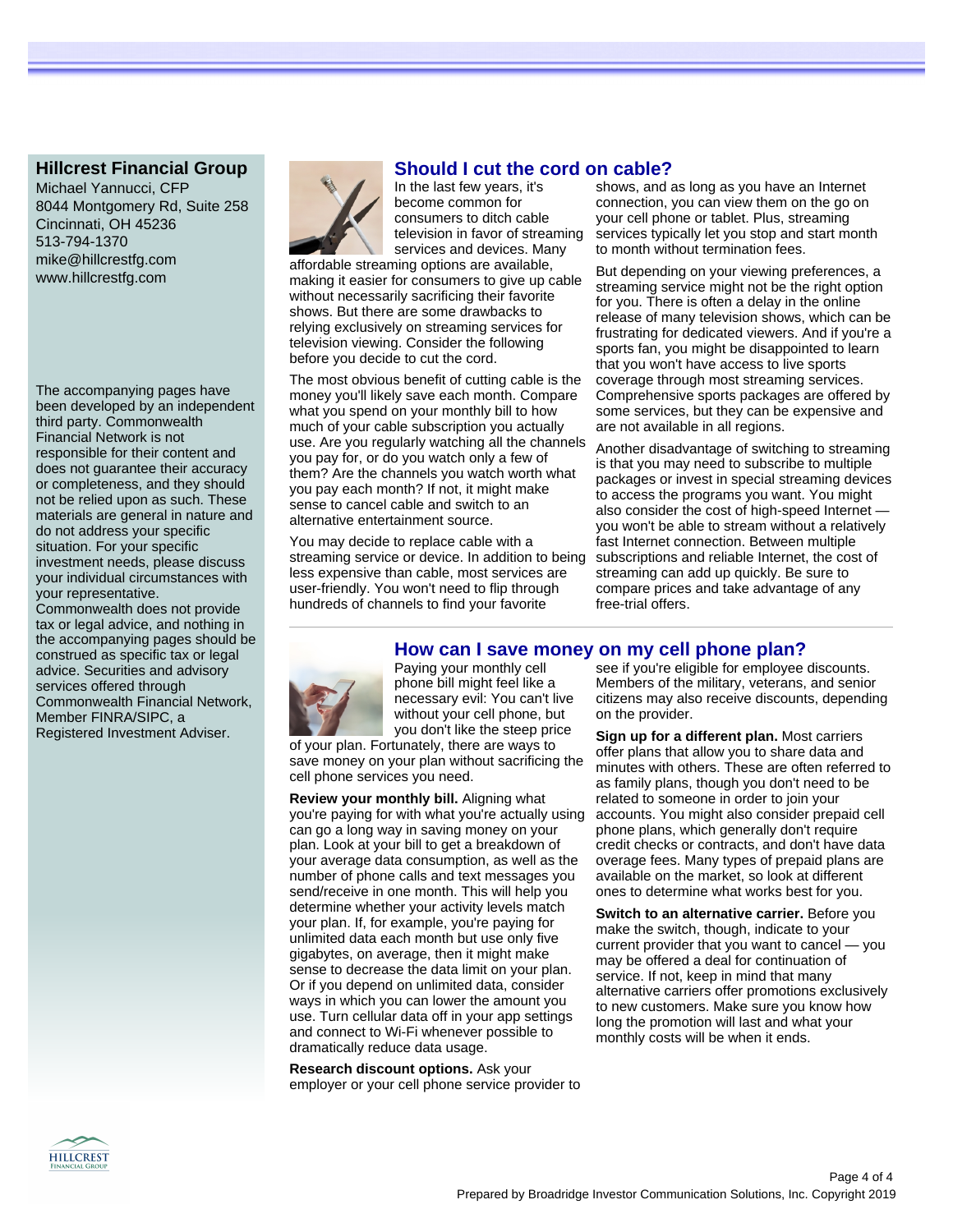## Hillcrest Financial Group

Michael Yannucci, CFP
8044 Montgomery Rd, Suite 258
Cincinnati, OH 45236
513-794-1370
mike@hillcrestfg.com
www.hillcrestfg.com

The accompanying pages have been developed by an independent third party. Commonwealth Financial Network is not responsible for their content and does not guarantee their accuracy or completeness, and they should not be relied upon as such. These materials are general in nature and do not address your specific situation. For your specific investment needs, please discuss your individual circumstances with your representative. Commonwealth does not provide tax or legal advice, and nothing in the accompanying pages should be construed as specific tax or legal advice. Securities and advisory services offered through Commonwealth Financial Network, Member FINRA/SIPC, a Registered Investment Adviser.

## Should I cut the cord on cable?

In the last few years, it's become common for consumers to ditch cable television in favor of streaming services and devices. Many affordable streaming options are available, making it easier for consumers to give up cable without necessarily sacrificing their favorite shows. But there are some drawbacks to relying exclusively on streaming services for television viewing. Consider the following before you decide to cut the cord.

The most obvious benefit of cutting cable is the money you'll likely save each month. Compare what you spend on your monthly bill to how much of your cable subscription you actually use. Are you regularly watching all the channels you pay for, or do you watch only a few of them? Are the channels you watch worth what you pay each month? If not, it might make sense to cancel cable and switch to an alternative entertainment source.

You may decide to replace cable with a streaming service or device. In addition to being less expensive than cable, most services are user-friendly. You won't need to flip through hundreds of channels to find your favorite shows, and as long as you have an Internet connection, you can view them on the go on your cell phone or tablet. Plus, streaming services typically let you stop and start month to month without termination fees.

But depending on your viewing preferences, a streaming service might not be the right option for you. There is often a delay in the online release of many television shows, which can be frustrating for dedicated viewers. And if you're a sports fan, you might be disappointed to learn that you won't have access to live sports coverage through most streaming services. Comprehensive sports packages are offered by some services, but they can be expensive and are not available in all regions.

Another disadvantage of switching to streaming is that you may need to subscribe to multiple packages or invest in special streaming devices to access the programs you want. You might also consider the cost of high-speed Internet — you won't be able to stream without a relatively fast Internet connection. Between multiple subscriptions and reliable Internet, the cost of streaming can add up quickly. Be sure to compare prices and take advantage of any free-trial offers.

## How can I save money on my cell phone plan?

Paying your monthly cell phone bill might feel like a necessary evil: You can't live without your cell phone, but you don't like the steep price of your plan. Fortunately, there are ways to save money on your plan without sacrificing the cell phone services you need.

**Review your monthly bill.** Aligning what you're paying for with what you're actually using can go a long way in saving money on your plan. Look at your bill to get a breakdown of your average data consumption, as well as the number of phone calls and text messages you send/receive in one month. This will help you determine whether your activity levels match your plan. If, for example, you're paying for unlimited data each month but use only five gigabytes, on average, then it might make sense to decrease the data limit on your plan. Or if you depend on unlimited data, consider ways in which you can lower the amount you use. Turn cellular data off in your app settings and connect to Wi-Fi whenever possible to dramatically reduce data usage.

**Research discount options.** Ask your employer or your cell phone service provider to see if you're eligible for employee discounts. Members of the military, veterans, and senior citizens may also receive discounts, depending on the provider.

**Sign up for a different plan.** Most carriers offer plans that allow you to share data and minutes with others. These are often referred to as family plans, though you don't need to be related to someone in order to join your accounts. You might also consider prepaid cell phone plans, which generally don't require credit checks or contracts, and don't have data overage fees. Many types of prepaid plans are available on the market, so look at different ones to determine what works best for you.

**Switch to an alternative carrier.** Before you make the switch, though, indicate to your current provider that you want to cancel — you may be offered a deal for continuation of service. If not, keep in mind that many alternative carriers offer promotions exclusively to new customers. Make sure you know how long the promotion will last and what your monthly costs will be when it ends.

Prepared by Broadridge Investor Communication Solutions, Inc. Copyright 2019